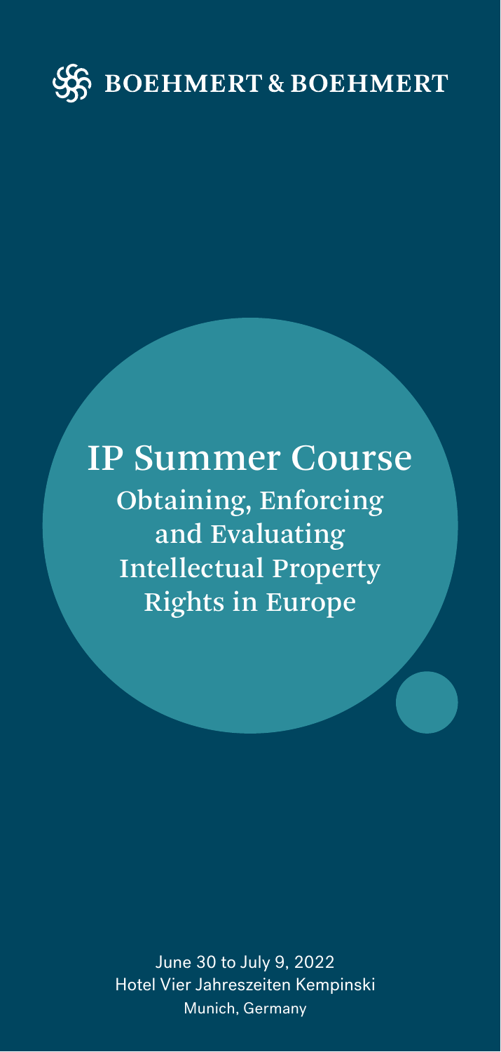BOEHMERT & BOEHMERT

# IP Summer Course

## Obtaining, Enforcing and Evaluating Intellectual Property Rights in Europe

June 30 to July 9, 2022
Hotel Vier Jahreszeiten Kempinski
Munich, Germany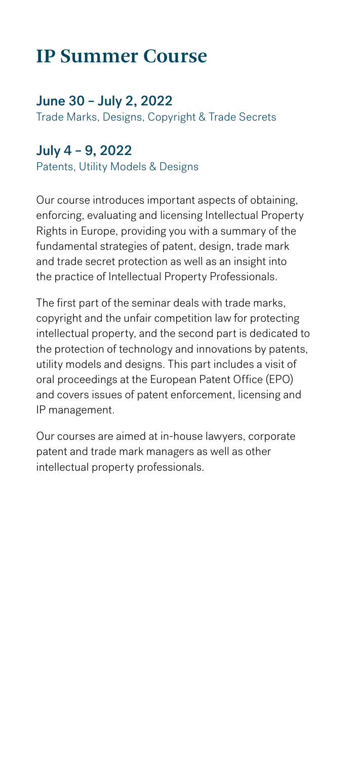# IP Summer Course

### June 30 – July 2, 2022

Trade Marks, Designs, Copyright & Trade Secrets

### July 4 – 9, 2022

Patents, Utility Models & Designs

Our course introduces important aspects of obtaining, enforcing, evaluating and licensing Intellectual Property Rights in Europe, providing you with a summary of the fundamental strategies of patent, design, trade mark and trade secret protection as well as an insight into the practice of Intellectual Property Professionals.

The first part of the seminar deals with trade marks, copyright and the unfair competition law for protecting intellectual property, and the second part is dedicated to the protection of technology and innovations by patents, utility models and designs. This part includes a visit of oral proceedings at the European Patent Office (EPO) and covers issues of patent enforcement, licensing and IP management.

Our courses are aimed at in-house lawyers, corporate patent and trade mark managers as well as other intellectual property professionals.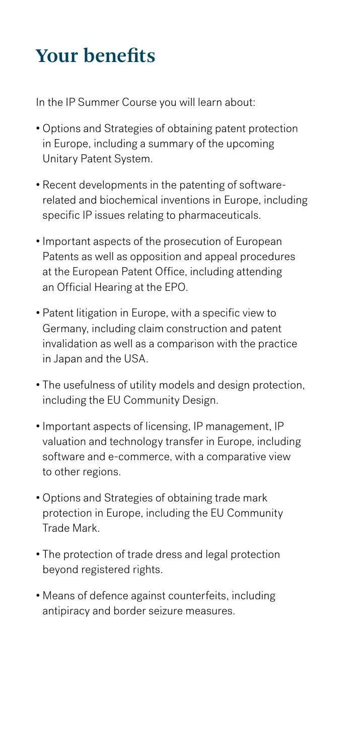# Your benefits

In the IP Summer Course you will learn about:

- Options and Strategies of obtaining patent protection in Europe, including a summary of the upcoming Unitary Patent System.
- Recent developments in the patenting of software-related and biochemical inventions in Europe, including specific IP issues relating to pharmaceuticals.
- Important aspects of the prosecution of European Patents as well as opposition and appeal procedures at the European Patent Office, including attending an Official Hearing at the EPO.
- Patent litigation in Europe, with a specific view to Germany, including claim construction and patent invalidation as well as a comparison with the practice in Japan and the USA.
- The usefulness of utility models and design protection, including the EU Community Design.
- Important aspects of licensing, IP management, IP valuation and technology transfer in Europe, including software and e-commerce, with a comparative view to other regions.
- Options and Strategies of obtaining trade mark protection in Europe, including the EU Community Trade Mark.
- The protection of trade dress and legal protection beyond registered rights.
- Means of defence against counterfeits, including antipiracy and border seizure measures.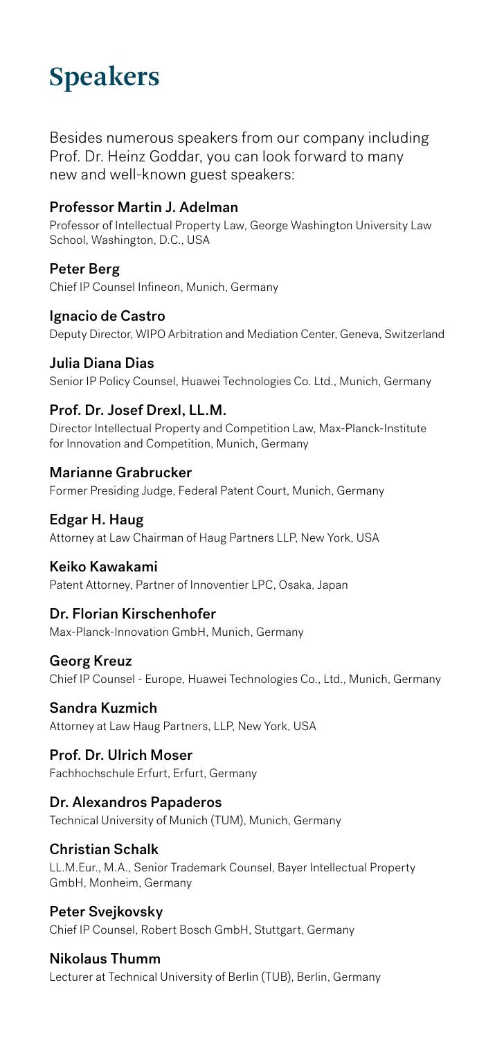# Speakers

Besides numerous speakers from our company including Prof. Dr. Heinz Goddar, you can look forward to many new and well-known guest speakers:

**Professor Martin J. Adelman**
Professor of Intellectual Property Law, George Washington University Law School, Washington, D.C., USA

**Peter Berg**
Chief IP Counsel Infineon, Munich, Germany

**Ignacio de Castro**
Deputy Director, WIPO Arbitration and Mediation Center, Geneva, Switzerland

**Julia Diana Dias**
Senior IP Policy Counsel, Huawei Technologies Co. Ltd., Munich, Germany

**Prof. Dr. Josef Drexl, LL.M.**
Director Intellectual Property and Competition Law, Max-Planck-Institute for Innovation and Competition, Munich, Germany

**Marianne Grabrucker**
Former Presiding Judge, Federal Patent Court, Munich, Germany

**Edgar H. Haug**
Attorney at Law Chairman of Haug Partners LLP, New York, USA

**Keiko Kawakami**
Patent Attorney, Partner of Innoventier LPC, Osaka, Japan

**Dr. Florian Kirschenhofer**
Max-Planck-Innovation GmbH, Munich, Germany

**Georg Kreuz**
Chief IP Counsel - Europe, Huawei Technologies Co., Ltd., Munich, Germany

**Sandra Kuzmich**
Attorney at Law Haug Partners, LLP, New York, USA

**Prof. Dr. Ulrich Moser**
Fachhochschule Erfurt, Erfurt, Germany

**Dr. Alexandros Papaderos**
Technical University of Munich (TUM), Munich, Germany

**Christian Schalk**
LL.M.Eur., M.A., Senior Trademark Counsel, Bayer Intellectual Property GmbH, Monheim, Germany

**Peter Svejkovsky**
Chief IP Counsel, Robert Bosch GmbH, Stuttgart, Germany

**Nikolaus Thumm**
Lecturer at Technical University of Berlin (TUB), Berlin, Germany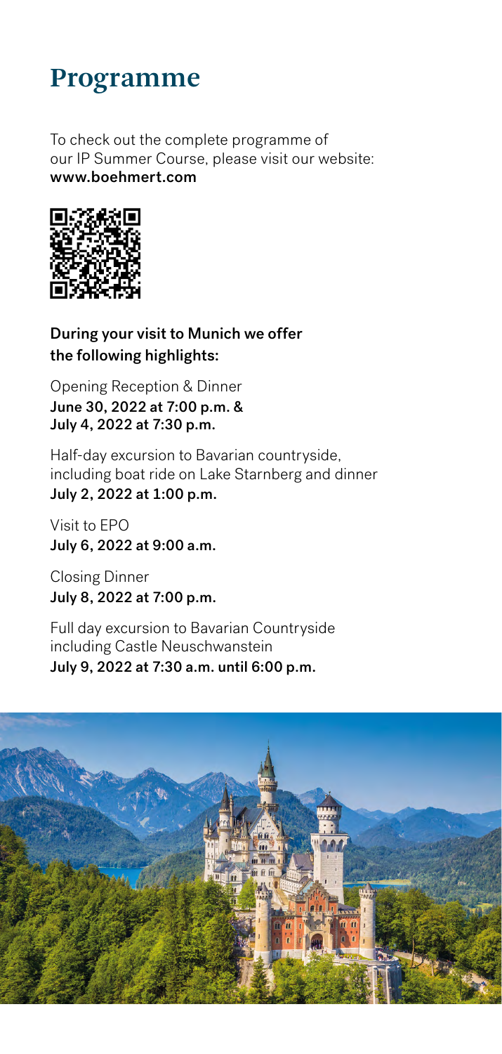# Programme

To check out the complete programme of our IP Summer Course, please visit our website: **www.boehmert.com**

**During your visit to Munich we offer the following highlights:**

Opening Reception & Dinner
**June 30, 2022 at 7:00 p.m. &**
**July 4, 2022 at 7:30 p.m.**

Half-day excursion to Bavarian countryside, including boat ride on Lake Starnberg and dinner
**July 2, 2022 at 1:00 p.m.**

Visit to EPO
**July 6, 2022 at 9:00 a.m.**

Closing Dinner
**July 8, 2022 at 7:00 p.m.**

Full day excursion to Bavarian Countryside including Castle Neuschwanstein
**July 9, 2022 at 7:30 a.m. until 6:00 p.m.**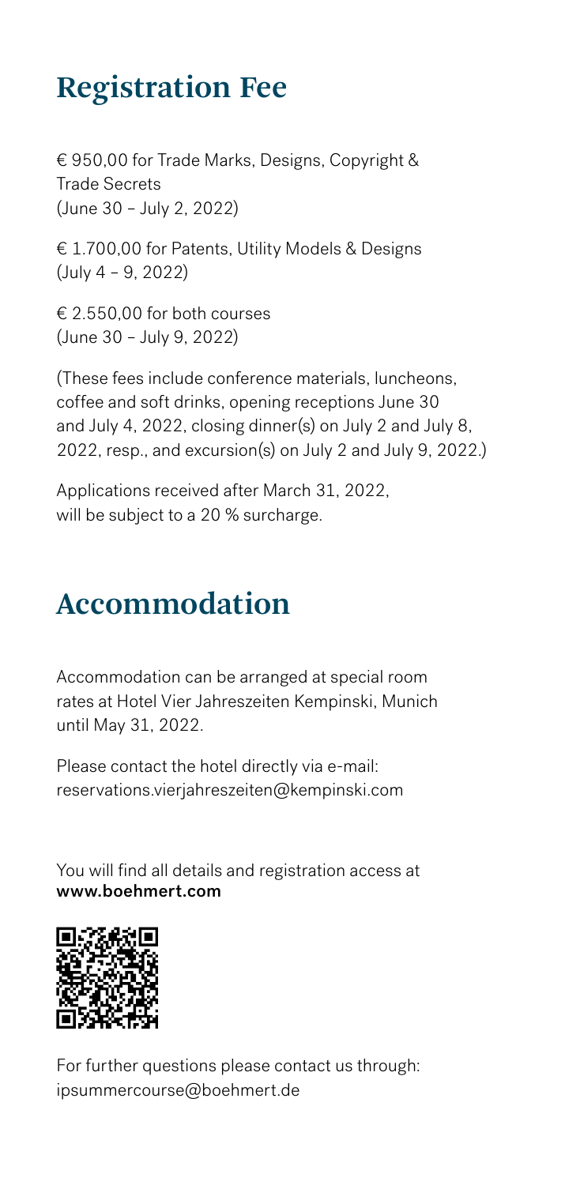# Registration Fee

€ 950,00 for Trade Marks, Designs, Copyright & Trade Secrets
(June 30 – July 2, 2022)

€ 1.700,00 for Patents, Utility Models & Designs
(July 4 – 9, 2022)

€ 2.550,00 for both courses
(June 30 – July 9, 2022)

(These fees include conference materials, luncheons, coffee and soft drinks, opening receptions June 30 and July 4, 2022, closing dinner(s) on July 2 and July 8, 2022, resp., and excursion(s) on July 2 and July 9, 2022.)

Applications received after March 31, 2022, will be subject to a 20 % surcharge.

# Accommodation

Accommodation can be arranged at special room rates at Hotel Vier Jahreszeiten Kempinski, Munich until May 31, 2022.

Please contact the hotel directly via e-mail:
reservations.vierjahreszeiten@kempinski.com

You will find all details and registration access at
**www.boehmert.com**

For further questions please contact us through:
ipsummercourse@boehmert.de